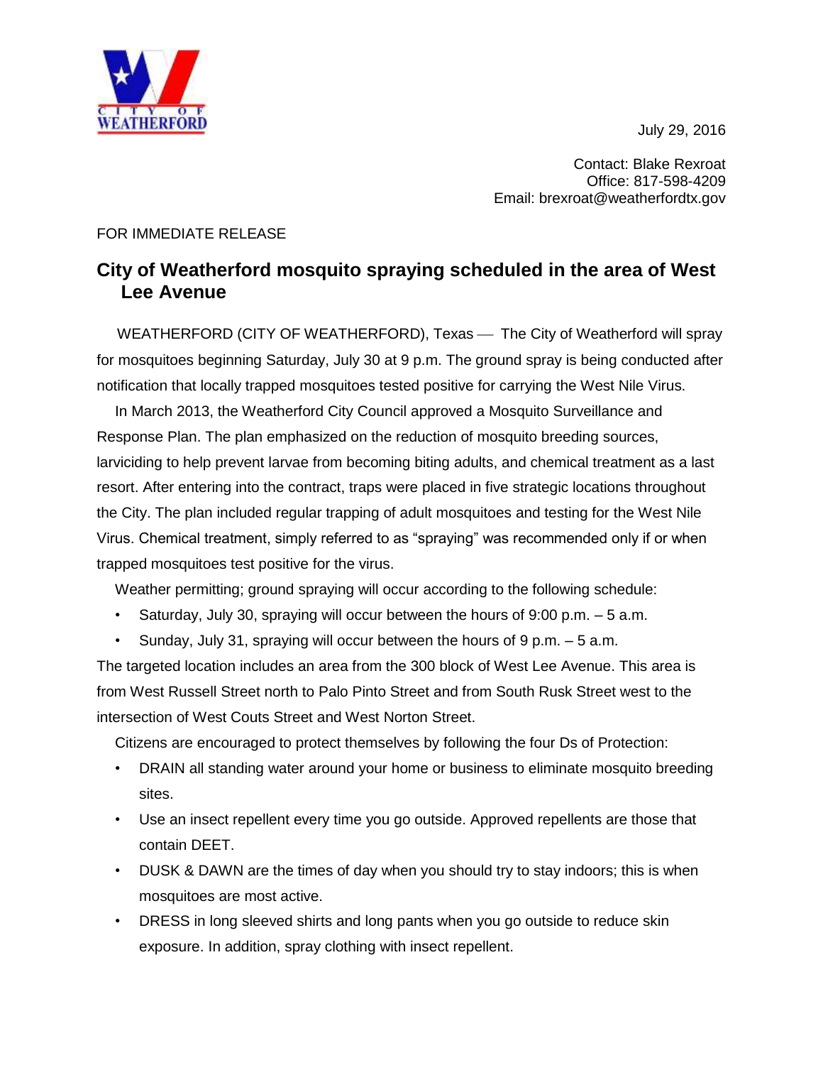July 29, 2016

Contact: Blake Rexroat
Office: 817-598-4209
Email: brexroat@weatherfordtx.gov

FOR IMMEDIATE RELEASE

# City of Weatherford mosquito spraying scheduled in the area of West Lee Avenue

WEATHERFORD (CITY OF WEATHERFORD), Texas — The City of Weatherford will spray for mosquitoes beginning Saturday, July 30 at 9 p.m. The ground spray is being conducted after notification that locally trapped mosquitoes tested positive for carrying the West Nile Virus.

In March 2013, the Weatherford City Council approved a Mosquito Surveillance and Response Plan. The plan emphasized on the reduction of mosquito breeding sources, larviciding to help prevent larvae from becoming biting adults, and chemical treatment as a last resort. After entering into the contract, traps were placed in five strategic locations throughout the City. The plan included regular trapping of adult mosquitoes and testing for the West Nile Virus. Chemical treatment, simply referred to as "spraying" was recommended only if or when trapped mosquitoes test positive for the virus.

Weather permitting; ground spraying will occur according to the following schedule:

- Saturday, July 30, spraying will occur between the hours of 9:00 p.m. – 5 a.m.
- Sunday, July 31, spraying will occur between the hours of 9 p.m. – 5 a.m.

The targeted location includes an area from the 300 block of West Lee Avenue. This area is from West Russell Street north to Palo Pinto Street and from South Rusk Street west to the intersection of West Couts Street and West Norton Street.

Citizens are encouraged to protect themselves by following the four Ds of Protection:

- DRAIN all standing water around your home or business to eliminate mosquito breeding sites.
- Use an insect repellent every time you go outside. Approved repellents are those that contain DEET.
- DUSK & DAWN are the times of day when you should try to stay indoors; this is when mosquitoes are most active.
- DRESS in long sleeved shirts and long pants when you go outside to reduce skin exposure. In addition, spray clothing with insect repellent.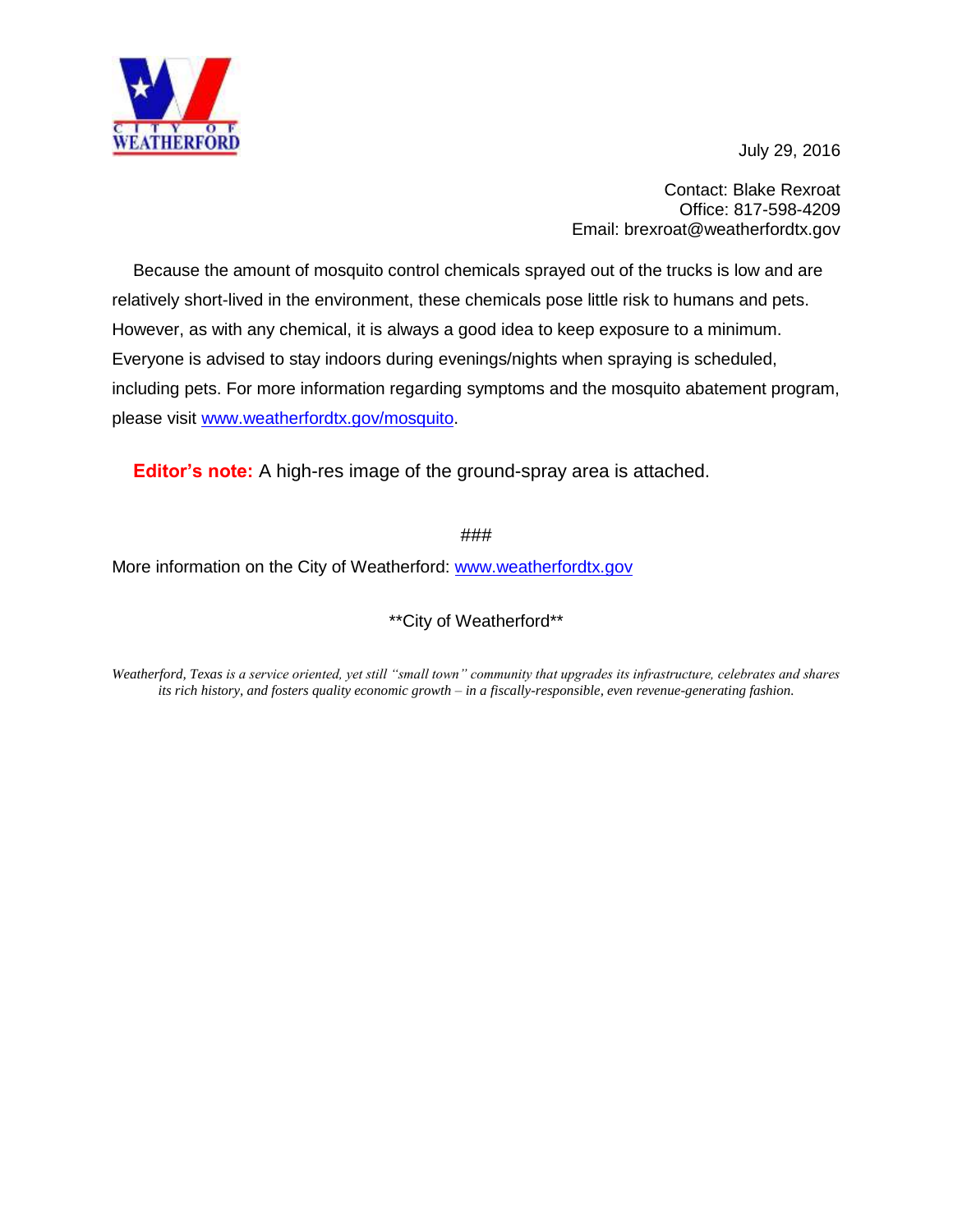July 29, 2016

Contact: Blake Rexroat
Office: 817-598-4209
Email: brexroat@weatherfordtx.gov

Because the amount of mosquito control chemicals sprayed out of the trucks is low and are relatively short-lived in the environment, these chemicals pose little risk to humans and pets. However, as with any chemical, it is always a good idea to keep exposure to a minimum. Everyone is advised to stay indoors during evenings/nights when spraying is scheduled, including pets. For more information regarding symptoms and the mosquito abatement program, please visit [www.weatherfordtx.gov/mosquito](http://www.weatherfordtx.gov/mosquito).

**Editor's note:** A high-res image of the ground-spray area is attached.

###

More information on the City of Weatherford: [www.weatherfordtx.gov](http://www.weatherfordtx.gov)

**City of Weatherford**

*Weatherford, Texas is a service oriented, yet still "small town" community that upgrades its infrastructure, celebrates and shares its rich history, and fosters quality economic growth – in a fiscally-responsible, even revenue-generating fashion.*